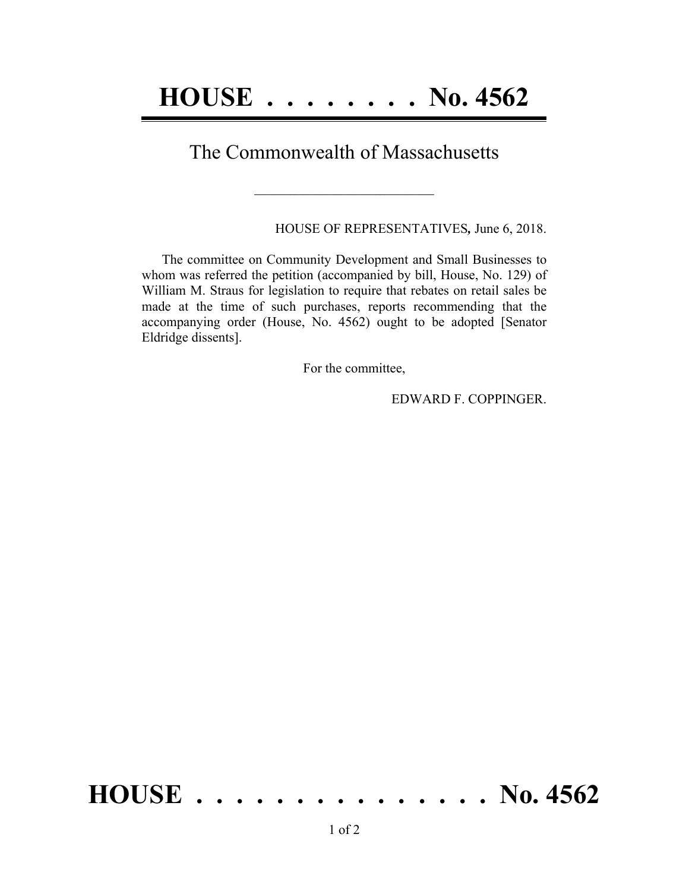# HOUSE . . . . . . . . No. 4562

## The Commonwealth of Massachusetts

HOUSE OF REPRESENTATIVES*,* June 6, 2018.

The committee on Community Development and Small Businesses to whom was referred the petition (accompanied by bill, House, No. 129) of William M. Straus for legislation to require that rebates on retail sales be made at the time of such purchases, reports recommending that the accompanying order (House, No. 4562) ought to be adopted [Senator Eldridge dissents].

For the committee,

EDWARD F. COPPINGER.

# HOUSE . . . . . . . . . . . . . . . No. 4562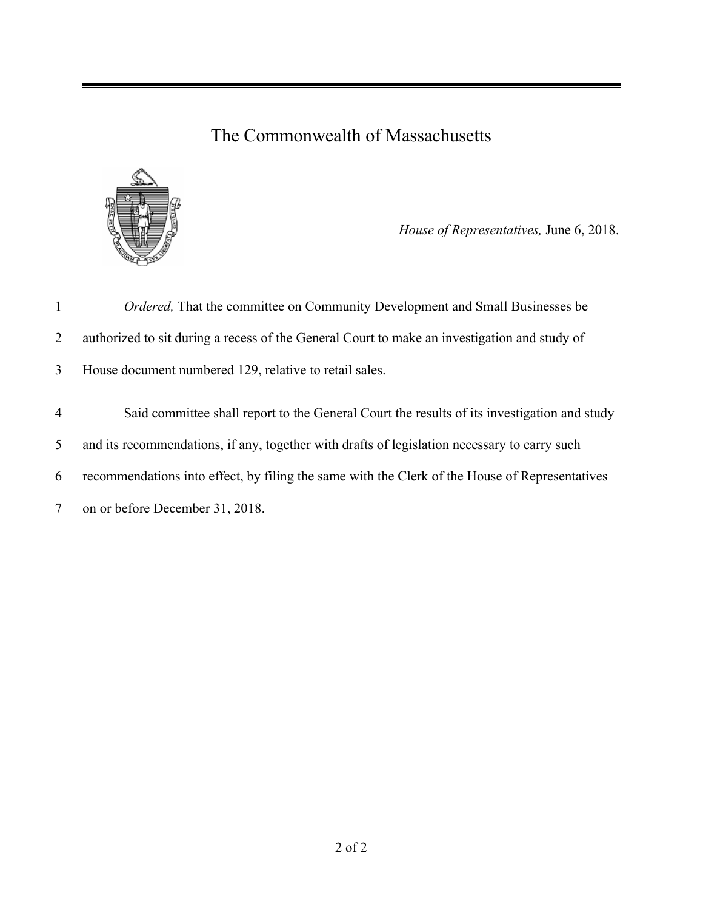# The Commonwealth of Massachusetts

*House of Representatives,* June 6, 2018.

*Ordered,* That the committee on Community Development and Small Businesses be authorized to sit during a recess of the General Court to make an investigation and study of House document numbered 129, relative to retail sales.

Said committee shall report to the General Court the results of its investigation and study and its recommendations, if any, together with drafts of legislation necessary to carry such recommendations into effect, by filing the same with the Clerk of the House of Representatives on or before December 31, 2018.